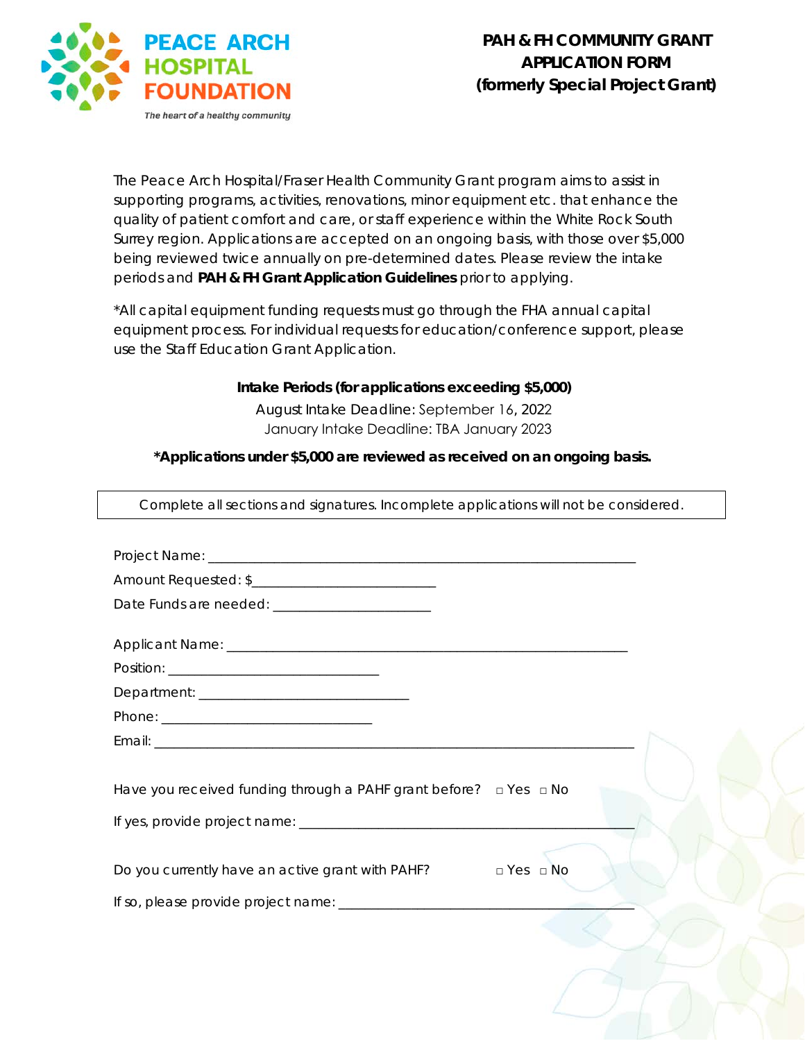PEACE ARCH HOSPITAL FOUNDATION

*The heart of a healthy community*

# PAH & FH COMMUNITY GRANT APPLICATION FORM (formerly Special Project Grant)

The Peace Arch Hospital/Fraser Health Community Grant program aims to assist in supporting programs, activities, renovations, minor equipment etc. that enhance the quality of patient comfort and care, or staff experience within the White Rock South Surrey region. Applications are accepted on an ongoing basis, with those over $5,000 being reviewed twice annually on pre-determined dates. Please review the intake periods and **PAH & FH Grant Application Guidelines** prior to applying.

*All capital equipment funding requests must go through the FHA annual capital equipment process. For individual requests for education/conference support, please use the Staff Education Grant Application.

**Intake Periods (for applications exceeding $5,000)**

August Intake Deadline: September 16, 2022

January Intake Deadline: TBA January 2023

**\*Applications under $5,000 are reviewed as received on an ongoing basis.**

Complete all sections and signatures. Incomplete applications will not be considered.

Project Name: ____________________________________________

Amount Requested: $______________________

Date Funds are needed: ____________________

Applicant Name: __________________________________________

Position: ___________________________

Department: ___________________________

Phone: ___________________________

Email: ________________________________________________

Have you received funding through a PAHF grant before? □ Yes □ No

If yes, provide project name: ___________________________________

Do you currently have an active grant with PAHF? □ Yes □ No

If so, please provide project name: ______________________________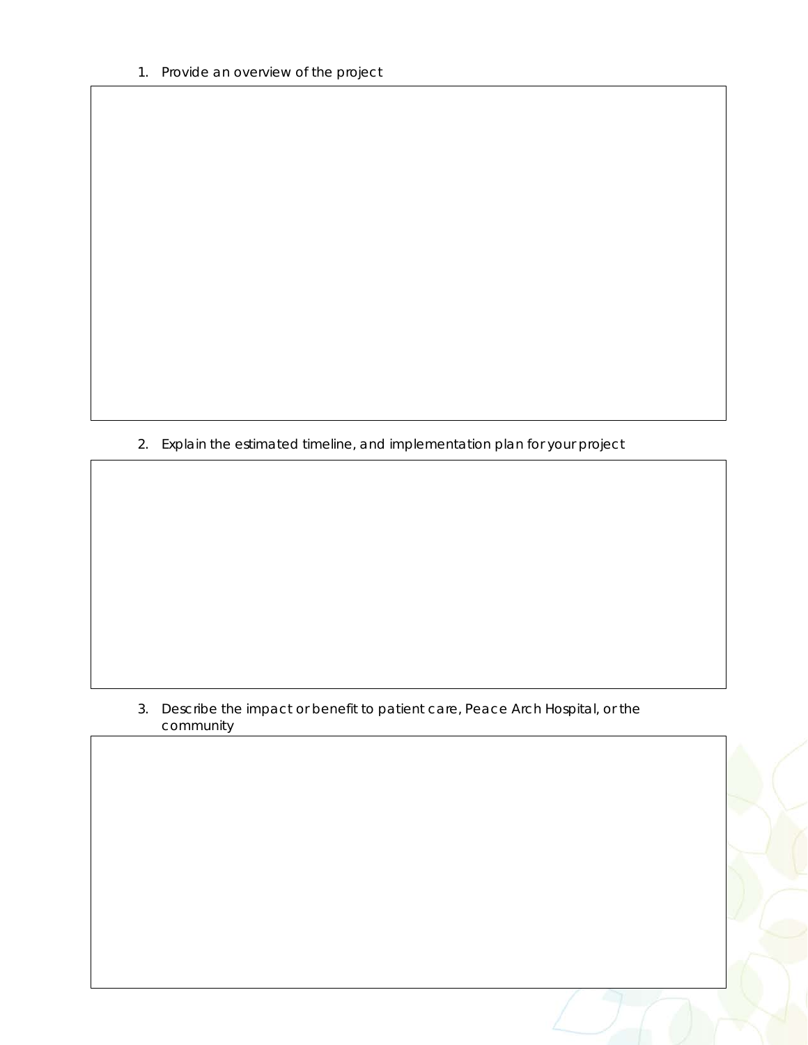1. Provide an overview of the project

2. Explain the estimated timeline, and implementation plan for your project

3. Describe the impact or benefit to patient care, Peace Arch Hospital, or the community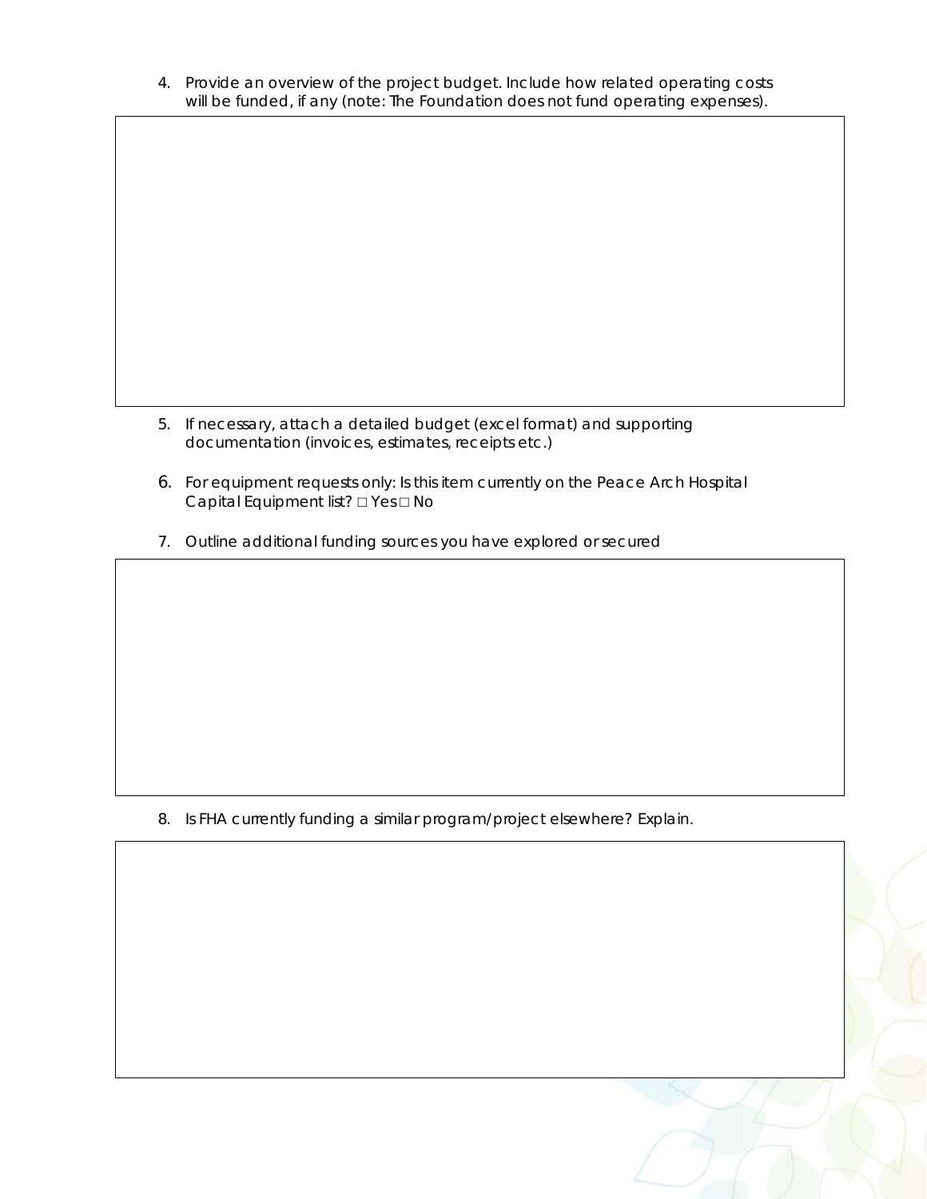4. Provide an overview of the project budget. Include how related operating costs will be funded, if any (note: The Foundation does not fund operating expenses).

5. If necessary, attach a detailed budget (excel format) and supporting documentation (invoices, estimates, receipts etc.)

6. For equipment requests only: Is this item currently on the Peace Arch Hospital Capital Equipment list? □ Yes □ No

7. Outline additional funding sources you have explored or secured

8. Is FHA currently funding a similar program/project elsewhere? Explain.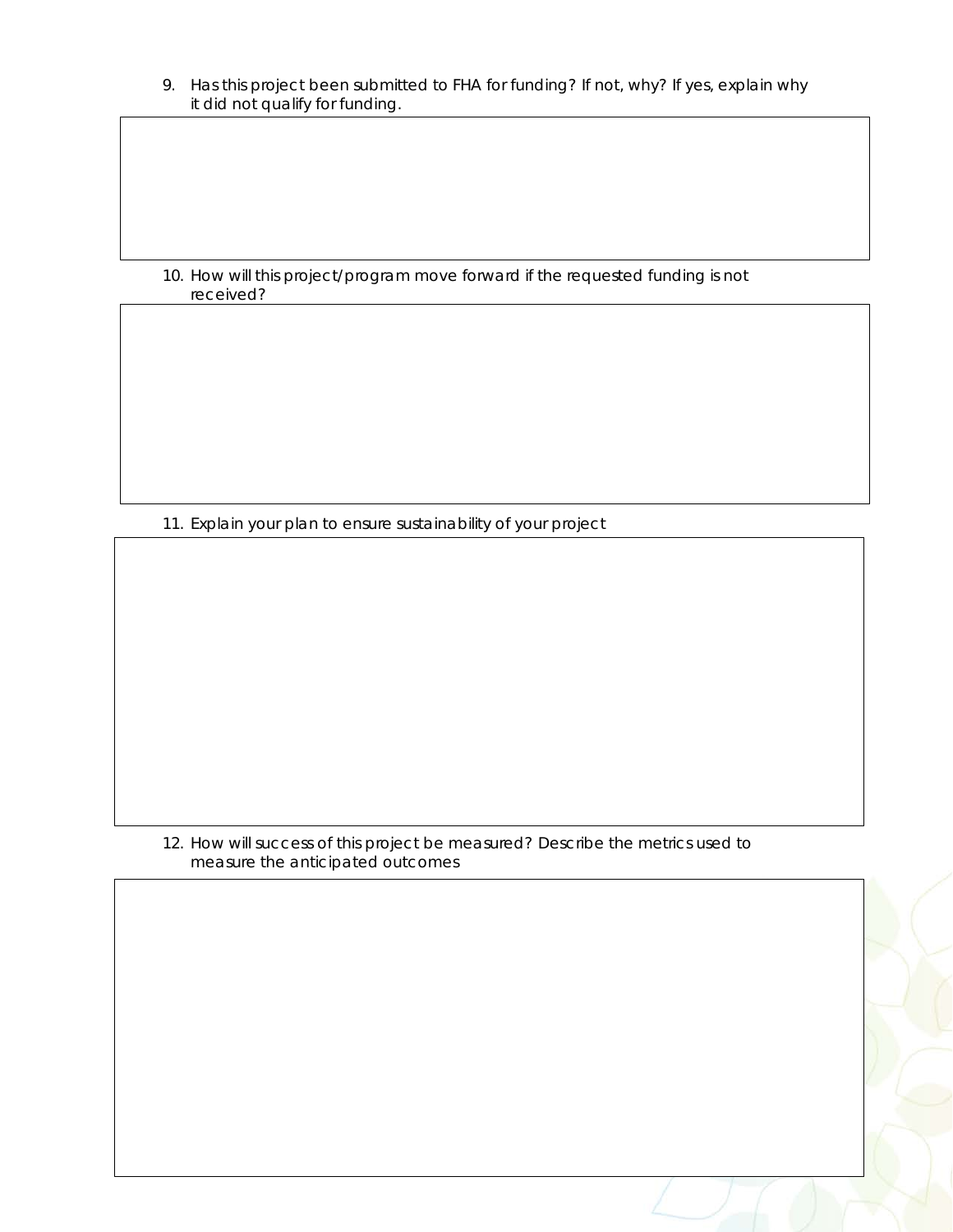9. Has this project been submitted to FHA for funding? If not, why? If yes, explain why it did not qualify for funding.

10. How will this project/program move forward if the requested funding is not received?

11. Explain your plan to ensure sustainability of your project

12. How will success of this project be measured? Describe the metrics used to measure the anticipated outcomes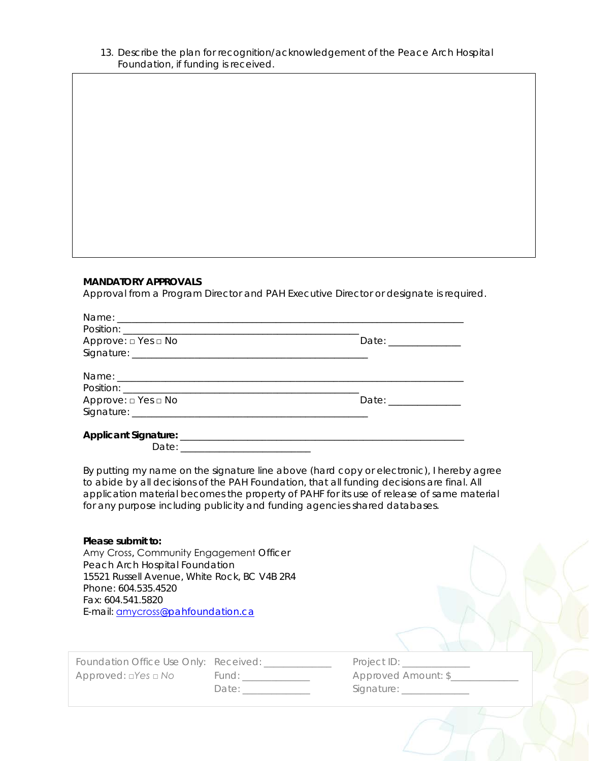13. Describe the plan for recognition/acknowledgement of the Peace Arch Hospital Foundation, if funding is received.

**MANDATORY APPROVALS**

Approval from a Program Director and PAH Executive Director or designate is required.

Name: ______________________________________________________________

Position: ___________________________________________

Approve: □ Yes □ No Date: _____________

Signature: ___________________________________________

Name: ______________________________________________________________

Position: ___________________________________________

Approve: □ Yes □ No Date: _____________

Signature: ___________________________________________

**Applicant Signature:** ___________________________________________________

Date: _______________________

By putting my name on the signature line above (hard copy or electronic), I hereby agree to abide by all decisions of the PAH Foundation, that all funding decisions are final. All application material becomes the property of PAHF for its use of release of same material for any purpose including publicity and funding agencies shared databases.

**Please submit to:**

Amy Cross, Community Engagement Officer
Peach Arch Hospital Foundation
15521 Russell Avenue, White Rock, BC V4B 2R4
Phone: 604.535.4520
Fax: 604.541.5820
E-mail: amycross@pahfoundation.ca

| | | |
|---|---|---|
| Foundation Office Use Only: | Received: _____________ | Project ID: _____________ |
| Approved: *□Yes □ No* | Fund: _____________ | Approved Amount: $_____________ |
| | Date: _____________ | Signature: _____________ |